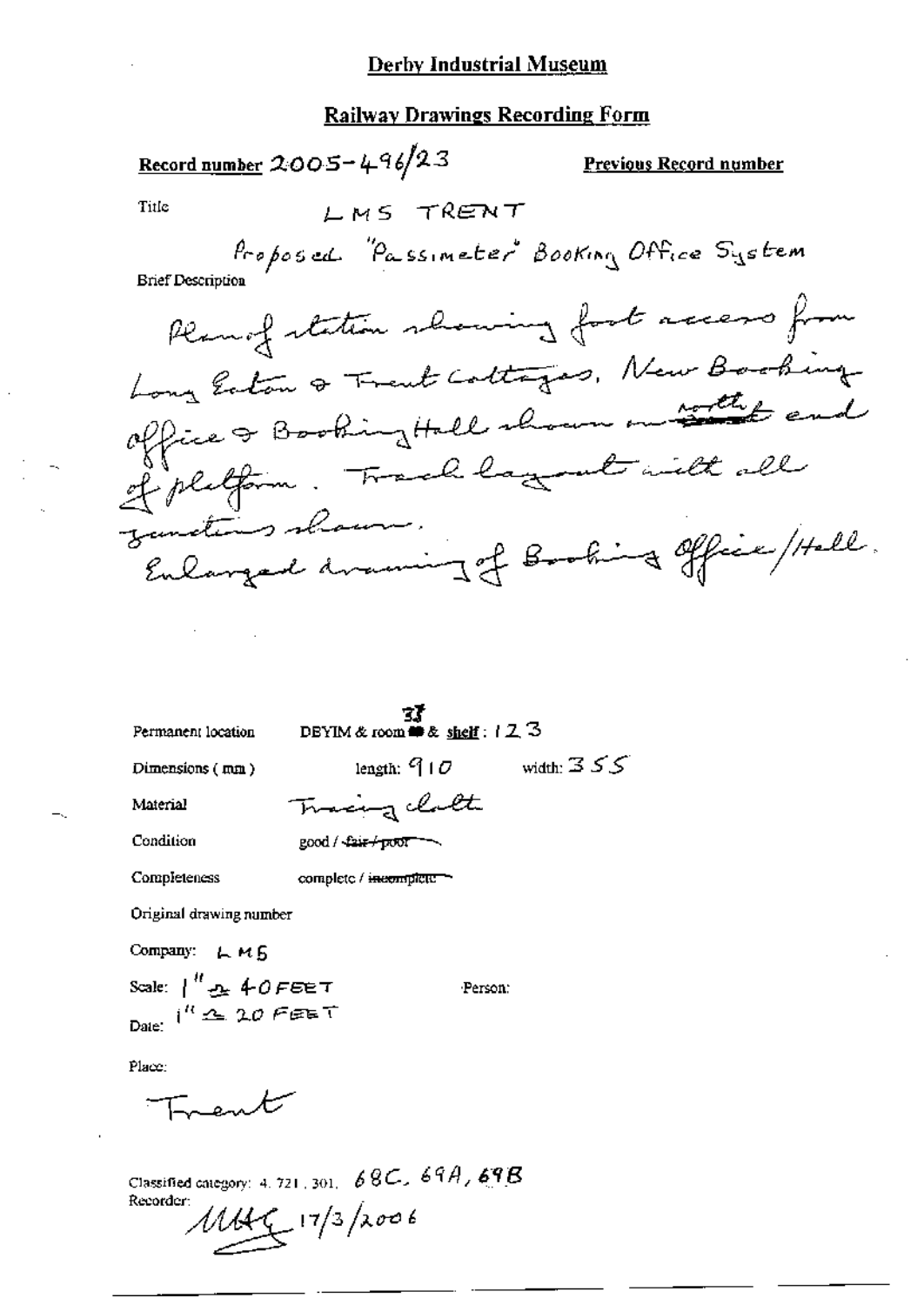## Derby Industrial Museum

## Railway Drawings Recording Form

**Record number** 2005-496/23

**Previous Record number**

Title

LMS TRENT

Proposed "Passimeter" Booking Office System

Brief Description

Plan of station showing foot access from Long Eaton & Trent Cottages. New Booking office & Booking Hall shown on ~~south~~ north end of platform. Track layout with all junctions shown.
Enlarged drawing of Booking Office/Hall.

Permanent location: DBYIM & room 37 & shelf : 123

Dimensions (mm): length: 910 width: 355

Material: Tracing cloth

Condition: good / ~~fair / poor~~

Completeness: complete / ~~incomplete~~

Original drawing number

Company: LMS

Scale: 1" ≙ 40 FEET
1" ≙ 20 FEET

Person:

Date:

Place:

Trent

Classified category: 4. 721. 301. 68C, 69A, 69B

Recorder: MHG 17/3/2006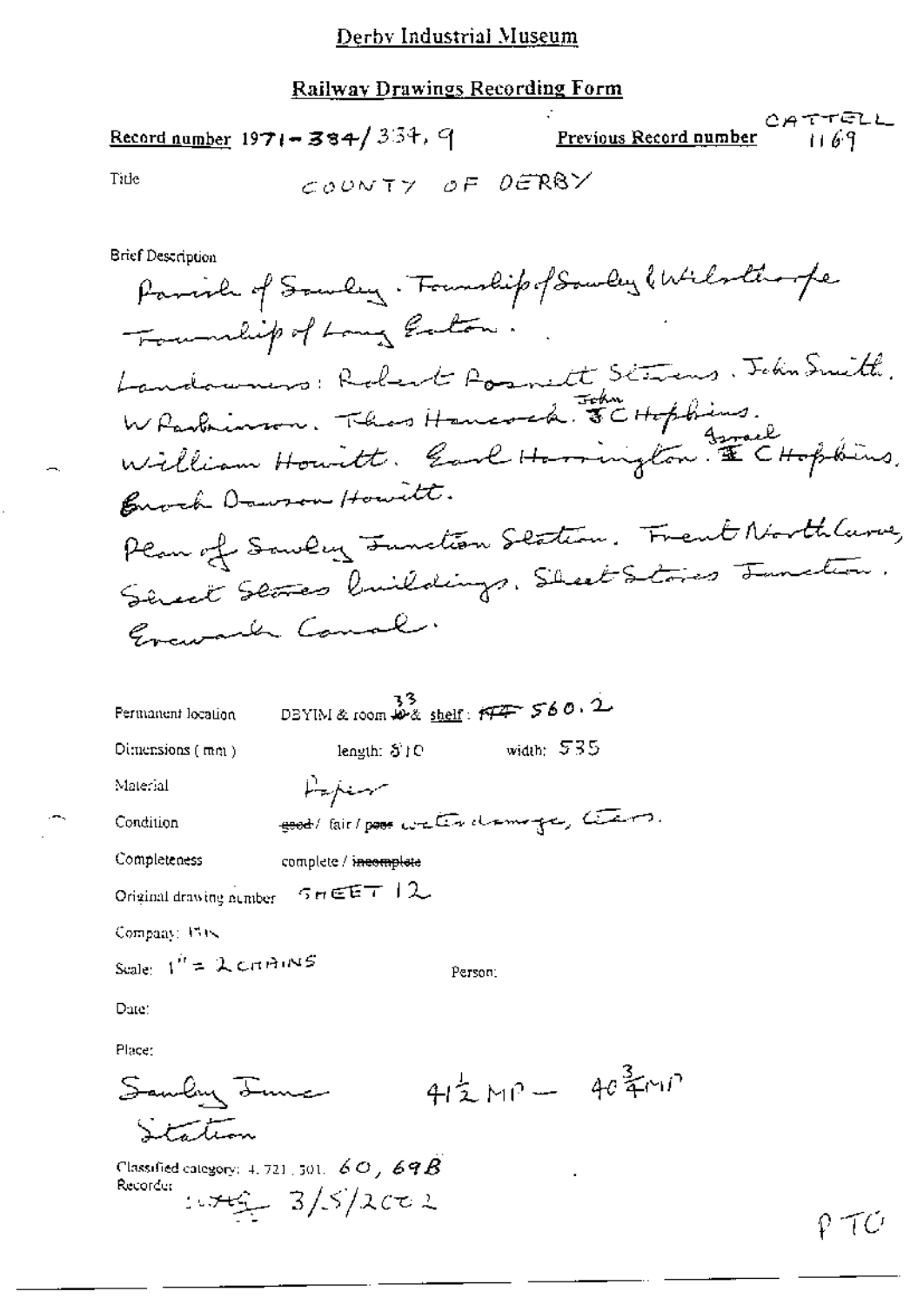# Derby Industrial Museum

## Railway Drawings Recording Form

**Record number** 1971-384/334.9 **Previous Record number** CATTELL 1169

Title COUNTY OF DERBY

Brief Description

Parish of Sawley. Township of Sawley & Wilsthorpe Township of Long Eaton.

Landowners: Robert Posnett Stevens. John Smith. W Parkinson. Thos Hancock. John C Hopkins. William Howitt. Earl Harrington. Israel C Hopkins. Enoch Dawson Howitt.

Plan of Sawley Junction Station. Trent North Curve, Sheet Stores buildings. Sheet Stores Junction. Erewash Canal.

Permanent location DBYIM & room 33 & shelf: 560.2

Dimensions (mm) length: 510 width: 535

Material Paper

Condition ~~good~~/ fair / ~~poor~~ water damage, tears.

Completeness complete / ~~incomplete~~

Original drawing number SHEET 12

Company: MR

Scale: 1" = 2 CHAINS

Person:

Date:

Place:

Sawley Junc Station 41½ MP — 40¾ MP

Classified category: 4.721.301. 60, 69B

Recorder: 3/5/2002

PTO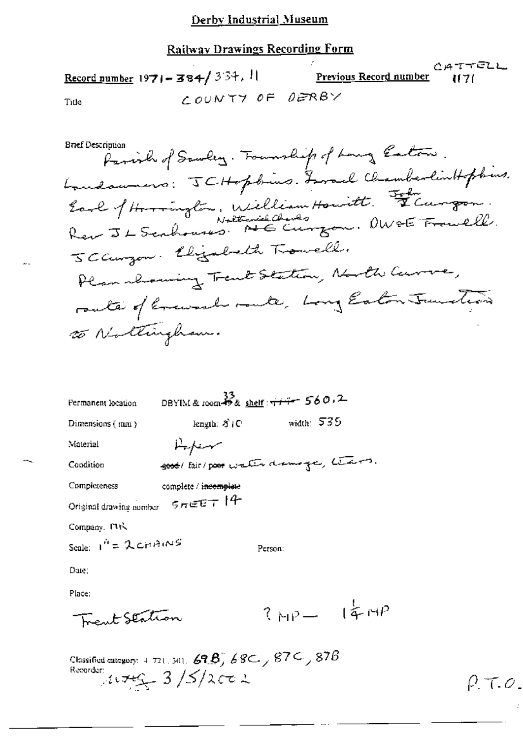Derby Industrial Museum

## Railway Drawings Recording Form

**Record number** 1971-384/334.11 **Previous Record number** CATTELL 1171

Title COUNTY OF DERBY

Brief Description
Parish of Sawley. Township of Long Eaton.
Landowners: J C Hopkins. Israel Chamberlin Hopkins.
Earl of Harrington, William Howitt. John I Curzon.
Rev J L Senhouses. Nathaniel Charles N C Curzon. DWSE Trowell.
J C Curzon. Elizabeth Trowell.
Plan showing Trent Station, North Curve,
route of Erewash route, Long Eaton Junction
to Nottingham.

Permanent location DBYIM & room ~~49~~ 33 & shelf: ~~111~~ 560.2

Dimensions (mm) length: 810 width: 535

Material Paper

Condition ~~good~~ / fair / poor water damage, tears.

Completeness complete / ~~incomplete~~

Original drawing number SHEET 14

Company. MR

Scale: 1" = 2 CHAINS Person:

Date:

Place:

Trent Station ? MP — 1¼ MP

Classified category: 4 721.301. 69B, 68C, 87C, 87B

Recorder: 3/5/2002

P.T.O.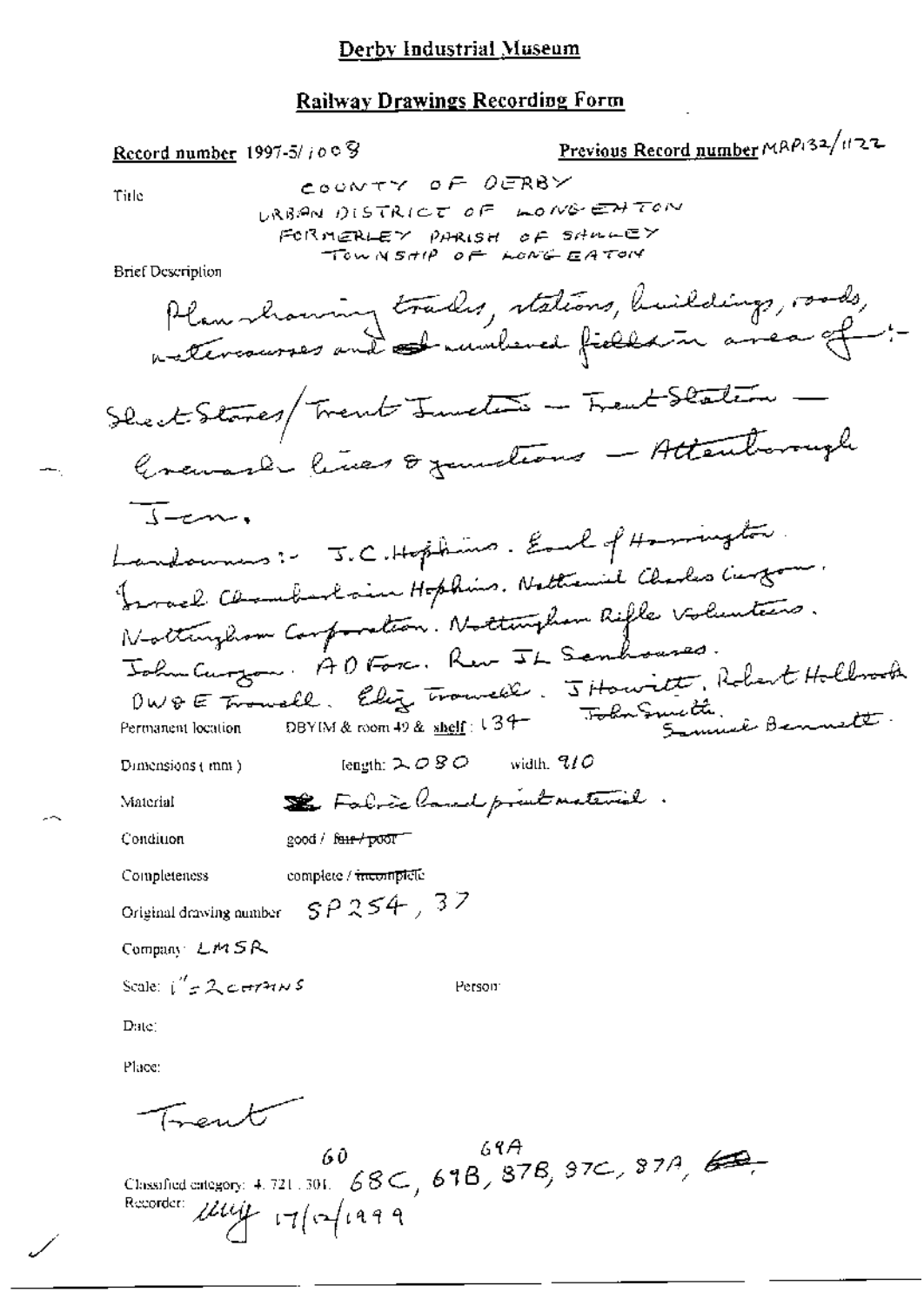# Derby Industrial Museum

## Railway Drawings Recording Form

**Record number** 1997-5/1008

**Previous Record number** MAP132/1122

Title: COUNTY OF DERBY
URBAN DISTRICT OF LONG EATON
FORMERLY PARISH OF SAWLEY
TOWNSHIP OF LONG EATON

Brief Description:

Plan showing tracks, stations, buildings, roads, watercourses and numbered fields in area of:- Sheet Stores/Trent Junction – Trent Station – Erewash lines & junctions – Attenborough Jcn.

Landowners:- J.C. Hopkins. Earl of Harrington. Israel Chamberlain Hopkins. Nathaniel Charles Curzon. Nottingham Corporation. Nottingham Rifle Volunteers. John Curzon. A D Fox. Rev JL Sandhouses. DW & E Trowell. Eliz Trowell. J Howitt. Robert Holbrook. John Smith. Samuel Bennett.

Permanent location: DBYIM & room 49 & shelf: 134

Dimensions (mm): length: 2080 width: 910

Material: Fabric based print material.

Condition: good / ~~fair / poor~~

Completeness: complete / ~~incomplete~~

Original drawing number: SP254, 37

Company: LMSR

Scale: 1" = 2 CHAINS

Person:

Date:

Place:

Trent

Classified category: 4.721.301. 68C, 69B, 87B, 87C, 87A, ~~60~~ (60 69A)

Recorder: *[initials]* 17/2/1999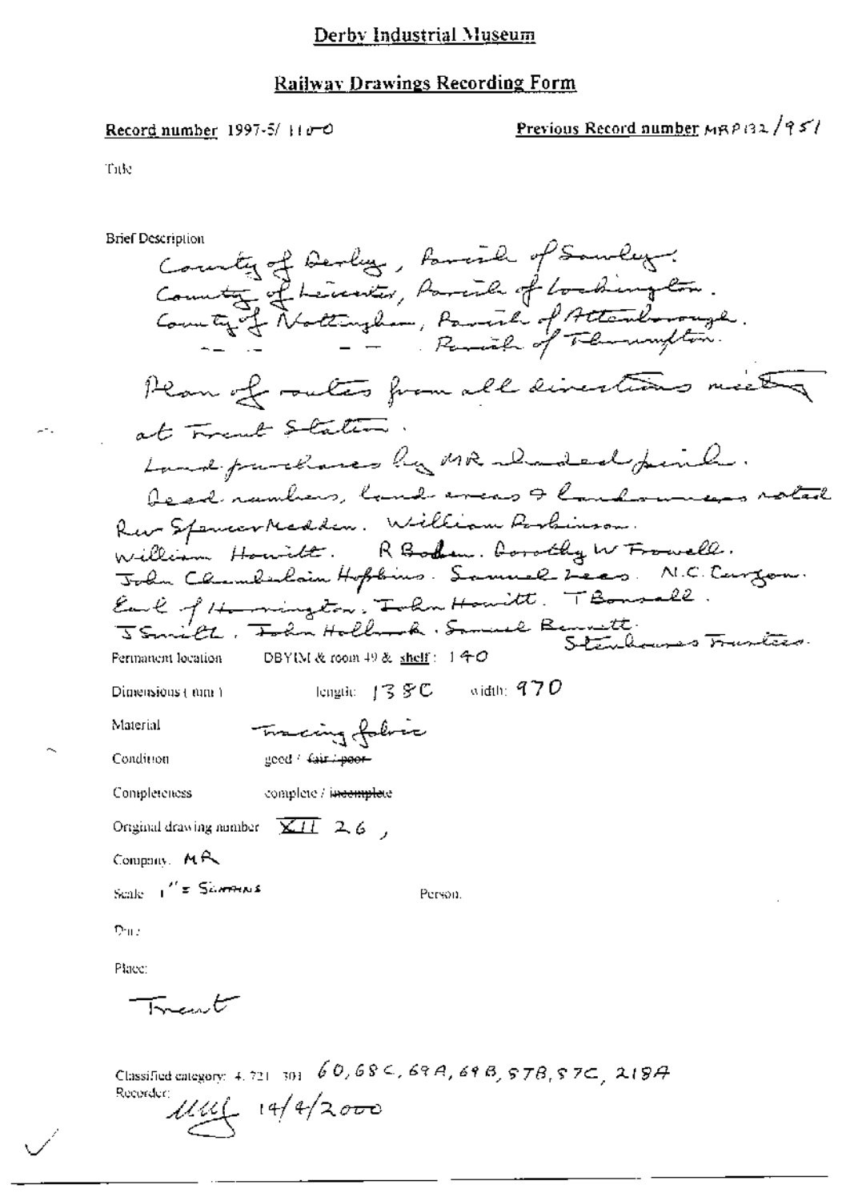# Derby Industrial Museum

## Railway Drawings Recording Form

**Record number** 1997-5/ 1170

**Previous Record number** MRP132/951

Title

Brief Description

County of Derby, Parish of Sawley.
County of Leicester, Parish of Lockington.
County of Nottingham, Parish of Attenborough.
— — Parish of Thrumpton.

Plan of routes from all directions meeting at Trent Station.

Land purchases by MR shaded pink.

Deed numbers, land areas & landowners noted.

Rev Spencer Madden. William Robinson.
William Howitt. R Boden. Dorothy W Frowell.
John Chamberlain Hopkins. Samuel Lees. N.C. Curzon.
Earl of Harrington. John Howitt. T Bonsall.
J Smith. John Holbrook. Samuel Bennett.
Stenhouses Trustees.

Permanent location DBYIM & room 49 & shelf: 140

Dimensions (mm) length: 1380 width: 970

Material Tracing fabric

Condition good / ~~fair / poor~~

Completeness complete / ~~incomplete~~

Original drawing number XII 26,

Company: MR

Scale 1" = 5 chains

Person.

Date

Place:

Trent

Classified category: 4. 721. 301 60, 68C, 69A, 69B, 57B, 57C, 218A

Recorder: MMG 14/4/2000